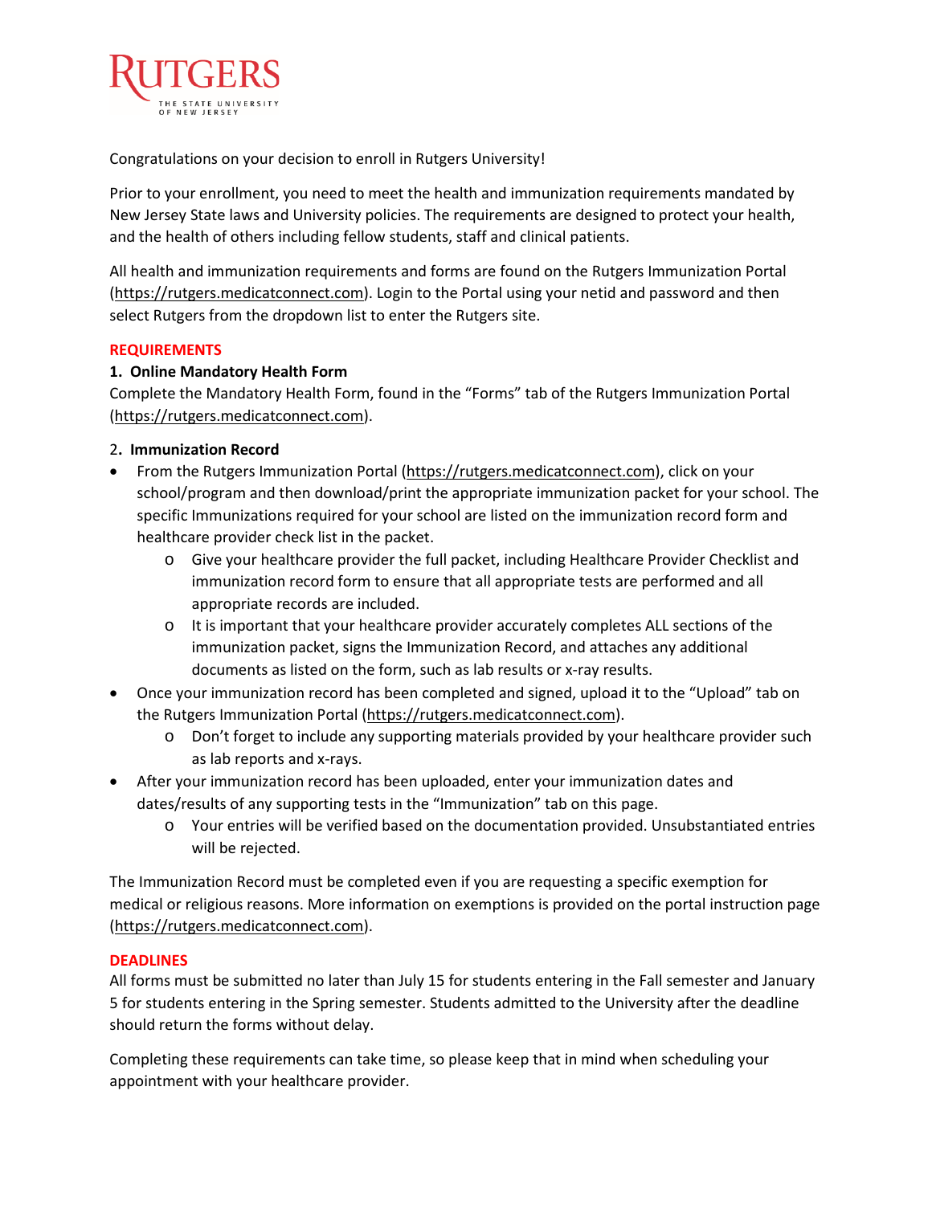# RUTGERS

THE STATE UNIVERSITY OF NEW JERSEY

Congratulations on your decision to enroll in Rutgers University!

Prior to your enrollment, you need to meet the health and immunization requirements mandated by New Jersey State laws and University policies. The requirements are designed to protect your health, and the health of others including fellow students, staff and clinical patients.

All health and immunization requirements and forms are found on the Rutgers Immunization Portal (https://rutgers.medicatconnect.com). Login to the Portal using your netid and password and then select Rutgers from the dropdown list to enter the Rutgers site.

## REQUIREMENTS

**1. Online Mandatory Health Form**

Complete the Mandatory Health Form, found in the "Forms" tab of the Rutgers Immunization Portal (https://rutgers.medicatconnect.com).

**2. Immunization Record**

- From the Rutgers Immunization Portal (https://rutgers.medicatconnect.com), click on your school/program and then download/print the appropriate immunization packet for your school. The specific Immunizations required for your school are listed on the immunization record form and healthcare provider check list in the packet.
  - Give your healthcare provider the full packet, including Healthcare Provider Checklist and immunization record form to ensure that all appropriate tests are performed and all appropriate records are included.
  - It is important that your healthcare provider accurately completes ALL sections of the immunization packet, signs the Immunization Record, and attaches any additional documents as listed on the form, such as lab results or x-ray results.
- Once your immunization record has been completed and signed, upload it to the "Upload" tab on the Rutgers Immunization Portal (https://rutgers.medicatconnect.com).
  - Don't forget to include any supporting materials provided by your healthcare provider such as lab reports and x-rays.
- After your immunization record has been uploaded, enter your immunization dates and dates/results of any supporting tests in the "Immunization" tab on this page.
  - Your entries will be verified based on the documentation provided. Unsubstantiated entries will be rejected.

The Immunization Record must be completed even if you are requesting a specific exemption for medical or religious reasons. More information on exemptions is provided on the portal instruction page (https://rutgers.medicatconnect.com).

## DEADLINES

All forms must be submitted no later than July 15 for students entering in the Fall semester and January 5 for students entering in the Spring semester. Students admitted to the University after the deadline should return the forms without delay.

Completing these requirements can take time, so please keep that in mind when scheduling your appointment with your healthcare provider.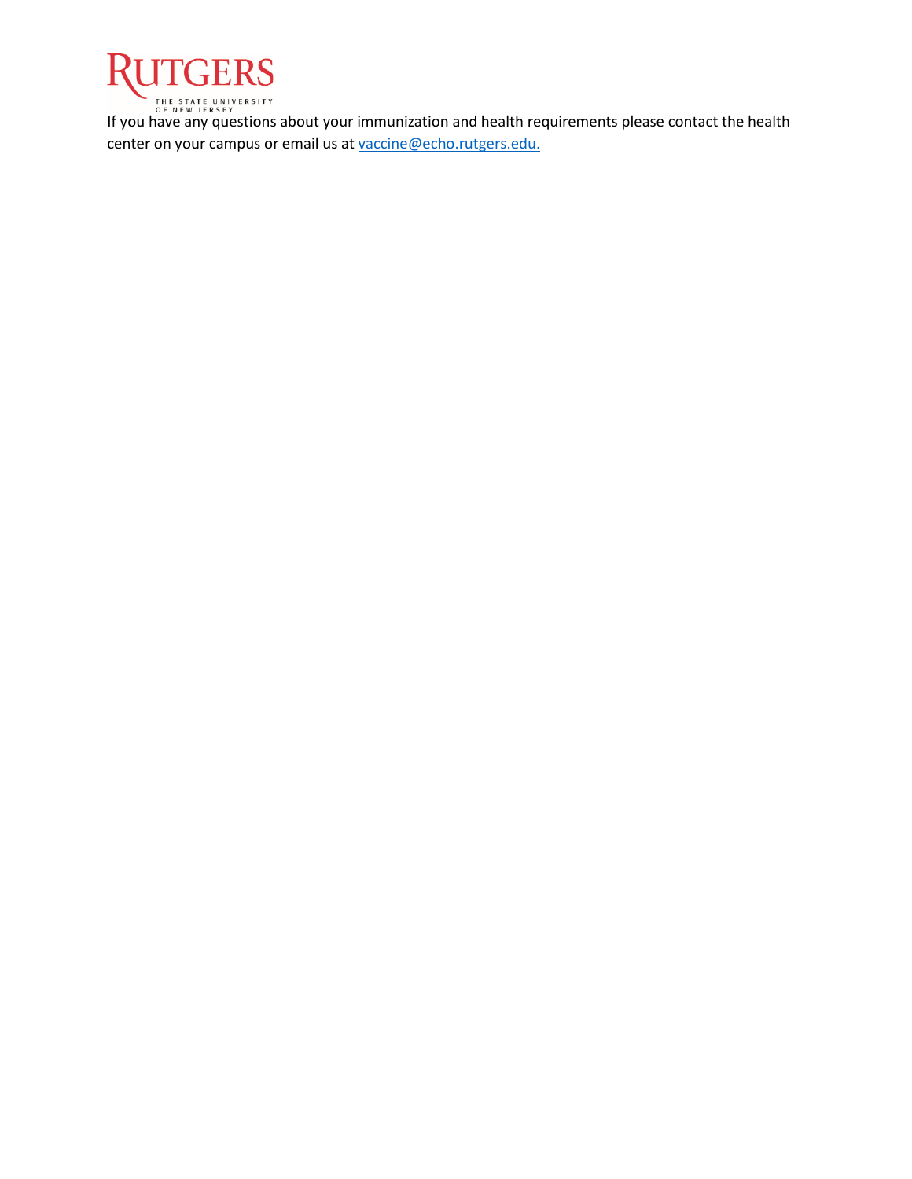If you have any questions about your immunization and health requirements please contact the health center on your campus or email us at vaccine@echo.rutgers.edu.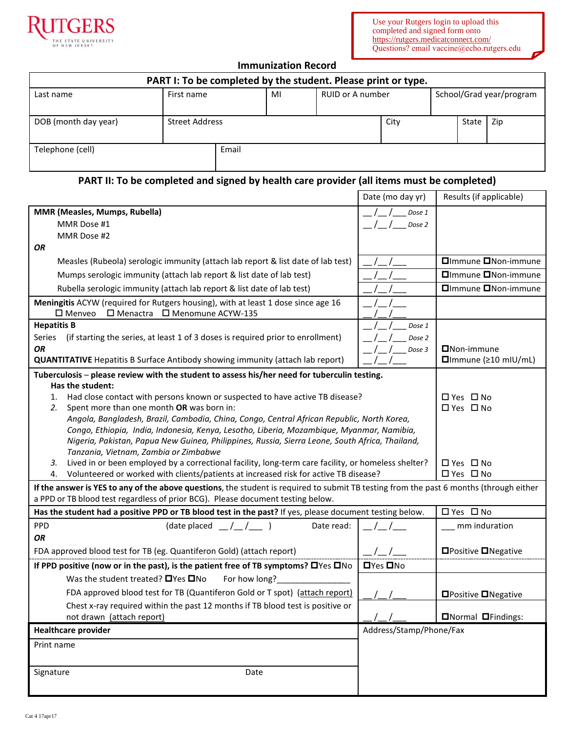RUTGERS
THE STATE UNIVERSITY OF NEW JERSEY

Use your Rutgers login to upload this completed and signed form onto https://rutgers.medicatconnect.com/
Questions? email vaccine@echo.rutgers.edu

## Immunization Record

| PART I: To be completed by the student. Please print or type. | | | | | | |
|---|---|---|---|---|---|---|
| Last name | First name | MI | RUID or A number | School/Grad year/program | | |
| DOB (month day year) | Street Address | | | City | State | Zip |
| Telephone (cell) | Email | | | | | |

### PART II: To be completed and signed by health care provider (all items must be completed)

| | Date (mo day yr) | Results (if applicable) |
|---|---|---|
| **MMR (Measles, Mumps, Rubella)**<br>MMR Dose #1<br>MMR Dose #2<br>***OR*** | __/__/___ *Dose 1*<br>__/__/___ *Dose 2* | |
| Measles (Rubeola) serologic immunity (attach lab report & list date of lab test) | __/__/___ | ☐Immune ☐Non-immune |
| Mumps serologic immunity (attach lab report & list date of lab test) | __/__/___ | ☐Immune ☐Non-immune |
| Rubella serologic immunity (attach lab report & list date of lab test) | __/__/___ | ☐Immune ☐Non-immune |
| **Meningitis** ACYW (required for Rutgers housing), with at least 1 dose since age 16<br>☐ Menveo ☐ Menactra ☐ Menomune ACYW-135 | __/__/___<br>__/__/___ | |
| **Hepatitis B**<br>Series (if starting the series, at least 1 of 3 doses is required prior to enrollment)<br>***OR***<br>**QUANTITATIVE** Hepatitis B Surface Antibody showing immunity (attach lab report) | __/__/___ *Dose 1*<br>__/__/___ *Dose 2*<br>__/__/___ *Dose 3*<br>__/__/___ | ☐Non-immune<br>☐Immune (≥10 mIU/mL) |

| | |
|---|---|
| **Tuberculosis – please review with the student to assess his/her need for tuberculin testing.**<br>**Has the student:** | |
| 1. Had close contact with persons known or suspected to have active TB disease? | ☐ Yes ☐ No |
| *2.* Spent more than one month **OR** was born in:<br>*Angola, Bangladesh, Brazil, Cambodia, China, Congo, Central African Republic, North Korea, Congo, Ethiopia, India, Indonesia, Kenya, Lesotho, Liberia, Mozambique, Myanmar, Namibia, Nigeria, Pakistan, Papua New Guinea, Philippines, Russia, Sierra Leone, South Africa, Thailand, Tanzania, Vietnam, Zambia or Zimbabwe* | ☐ Yes ☐ No |
| *3.* Lived in or been employed by a correctional facility, long-term care facility, or homeless shelter? | ☐ Yes ☐ No |
| 4. Volunteered or worked with clients/patients at increased risk for active TB disease? | ☐ Yes ☐ No |

**If the answer is YES to any of the above questions**, the student is required to submit TB testing from the past 6 months (through either a PPD or TB blood test regardless of prior BCG). Please document testing below.

| | | |
|---|---|---|
| **Has the student had a positive PPD or TB blood test in the past?** If yes, please document testing below. | | ☐ Yes ☐ No |
| PPD (date placed __/__/___ ) Date read:<br>***OR*** | __/__/___ | ___ mm induration |
| FDA approved blood test for TB (eg. Quantiferon Gold) (attach report) | __/__/___ | ☐Positive ☐Negative |
| **If PPD positive (now or in the past), is the patient free of TB symptoms?** ☐Yes ☐No | ☐Yes ☐No | |
| Was the student treated? ☐Yes ☐No For how long?_______________ | | |
| FDA approved blood test for TB (Quantiferon Gold or T spot) (attach report) | __/__/___ | ☐Positive ☐Negative |
| Chest x-ray required within the past 12 months if TB blood test is positive or not drawn (attach report) | __/__/___ | ☐Normal ☐Findings: |

| **Healthcare provider** | Address/Stamp/Phone/Fax |
|---|---|
| Print name | |
| Signature Date | |

Cat 4 17apr17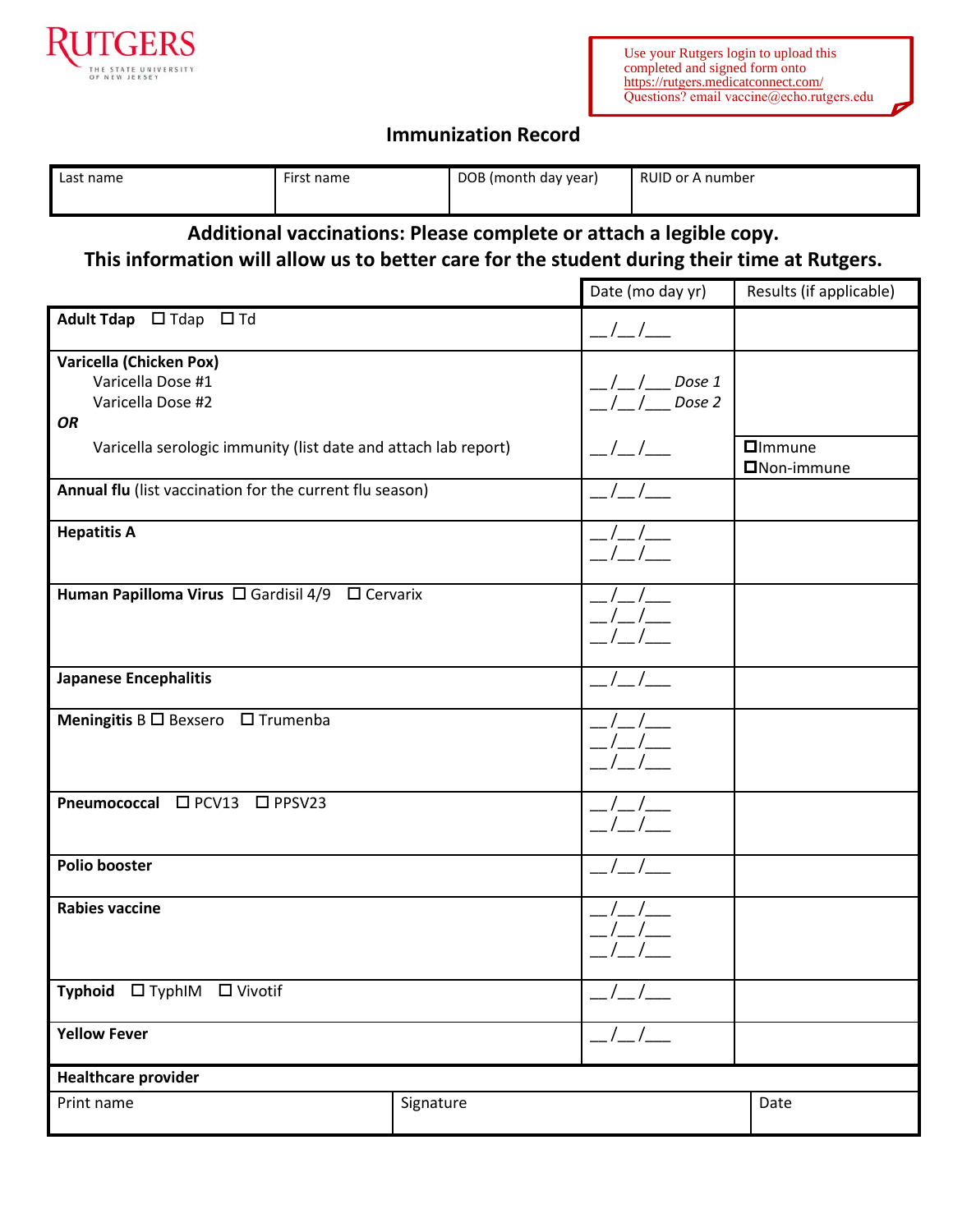RUTGERS
THE STATE UNIVERSITY OF NEW JERSEY

Use your Rutgers login to upload this completed and signed form onto https://rutgers.medicatconnect.com/
Questions? email vaccine@echo.rutgers.edu

## Immunization Record

| Last name | First name | DOB (month day year) | RUID or A number |
|---|---|---|---|
| | | | |

**Additional vaccinations: Please complete or attach a legible copy.**
**This information will allow us to better care for the student during their time at Rutgers.**

| | Date (mo day yr) | Results (if applicable) |
|---|---|---|
| **Adult Tdap** ☐ Tdap ☐ Td | __/__/___ | |
| **Varicella (Chicken Pox)**<br>Varicella Dose #1<br>Varicella Dose #2<br>***OR***<br>Varicella serologic immunity (list date and attach lab report) | __/__/___ *Dose 1*<br>__/__/___ *Dose 2*<br><br>__/__/___ | <br><br><br>☐Immune<br>☐Non-immune |
| **Annual flu** (list vaccination for the current flu season) | __/__/___ | |
| **Hepatitis A** | __/__/___<br>__/__/___ | |
| **Human Papilloma Virus** ☐ Gardisil 4/9 ☐ Cervarix | __/__/___<br>__/__/___<br>__/__/___ | |
| **Japanese Encephalitis** | __/__/___ | |
| **Meningitis** B ☐ Bexsero ☐ Trumenba | __/__/___<br>__/__/___<br>__/__/___ | |
| **Pneumococcal** ☐ PCV13 ☐ PPSV23 | __/__/___<br>__/__/___ | |
| **Polio booster** | __/__/___ | |
| **Rabies vaccine** | __/__/___<br>__/__/___<br>__/__/___ | |
| **Typhoid** ☐ TyphIM ☐ Vivotif | __/__/___ | |
| **Yellow Fever** | __/__/___ | |

**Healthcare provider**

| Print name | Signature | Date |
|---|---|---|
| | | |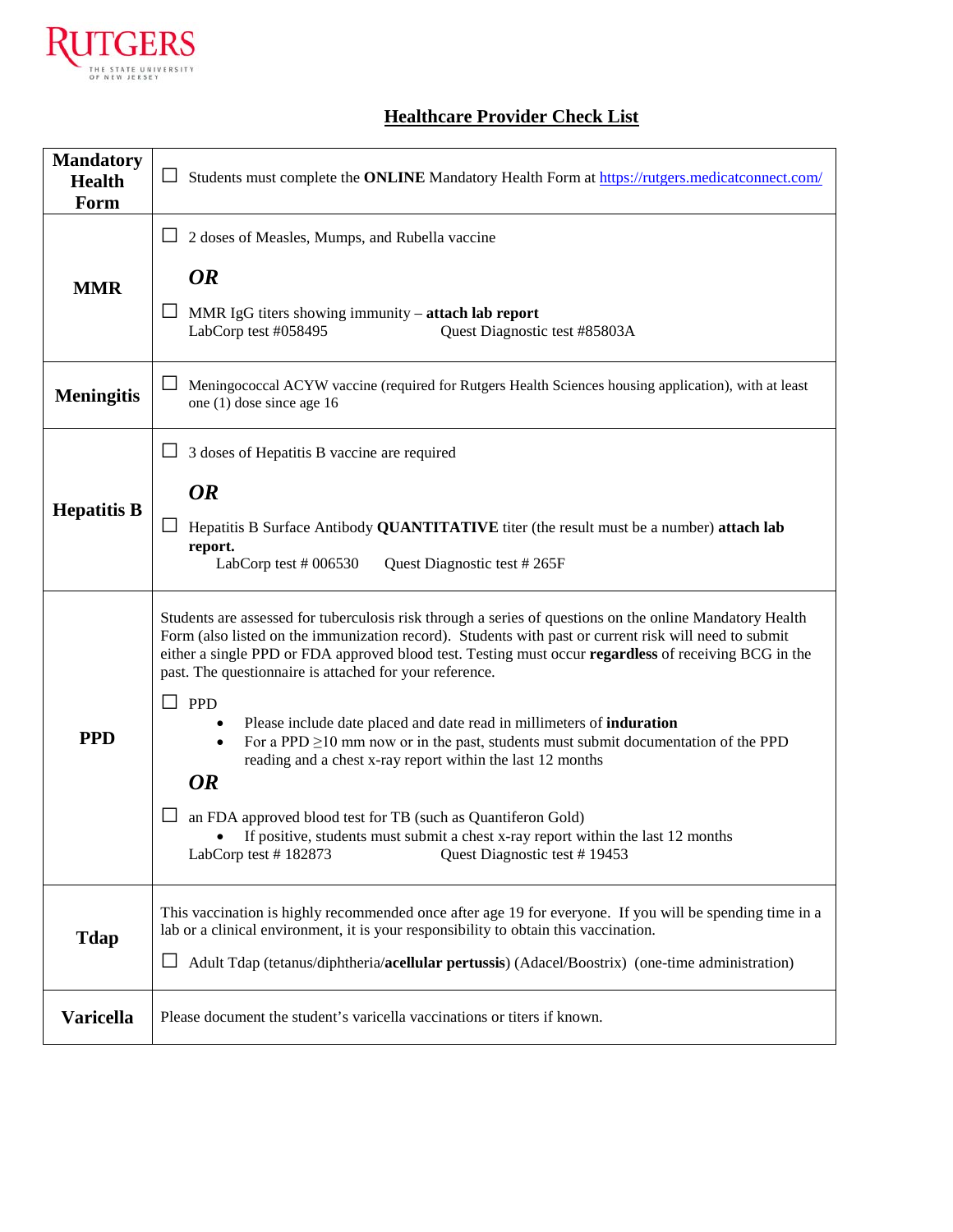## Healthcare Provider Check List

| | |
|---|---|
| **Mandatory Health Form** | ☐ Students must complete the **ONLINE** Mandatory Health Form at https://rutgers.medicatconnect.com/ |
| **MMR** | ☐ 2 doses of Measles, Mumps, and Rubella vaccine<br><br>***OR***<br><br>☐ MMR IgG titers showing immunity – **attach lab report**<br>LabCorp test #058495 Quest Diagnostic test #85803A |
| **Meningitis** | ☐ Meningococcal ACYW vaccine (required for Rutgers Health Sciences housing application), with at least one (1) dose since age 16 |
| **Hepatitis B** | ☐ 3 doses of Hepatitis B vaccine are required<br><br>***OR***<br><br>☐ Hepatitis B Surface Antibody **QUANTITATIVE** titer (the result must be a number) **attach lab report.**<br>LabCorp test # 006530 Quest Diagnostic test # 265F |
| **PPD** | Students are assessed for tuberculosis risk through a series of questions on the online Mandatory Health Form (also listed on the immunization record). Students with past or current risk will need to submit either a single PPD or FDA approved blood test. Testing must occur **regardless** of receiving BCG in the past. The questionnaire is attached for your reference.<br><br>☐ PPD<br>• Please include date placed and date read in millimeters of **induration**<br>• For a PPD ≥10 mm now or in the past, students must submit documentation of the PPD reading and a chest x-ray report within the last 12 months<br><br>***OR***<br><br>☐ an FDA approved blood test for TB (such as Quantiferon Gold)<br>• If positive, students must submit a chest x-ray report within the last 12 months<br>LabCorp test # 182873 Quest Diagnostic test # 19453 |
| **Tdap** | This vaccination is highly recommended once after age 19 for everyone. If you will be spending time in a lab or a clinical environment, it is your responsibility to obtain this vaccination.<br><br>☐ Adult Tdap (tetanus/diphtheria/**acellular pertussis**) (Adacel/Boostrix) (one-time administration) |
| **Varicella** | Please document the student's varicella vaccinations or titers if known. |